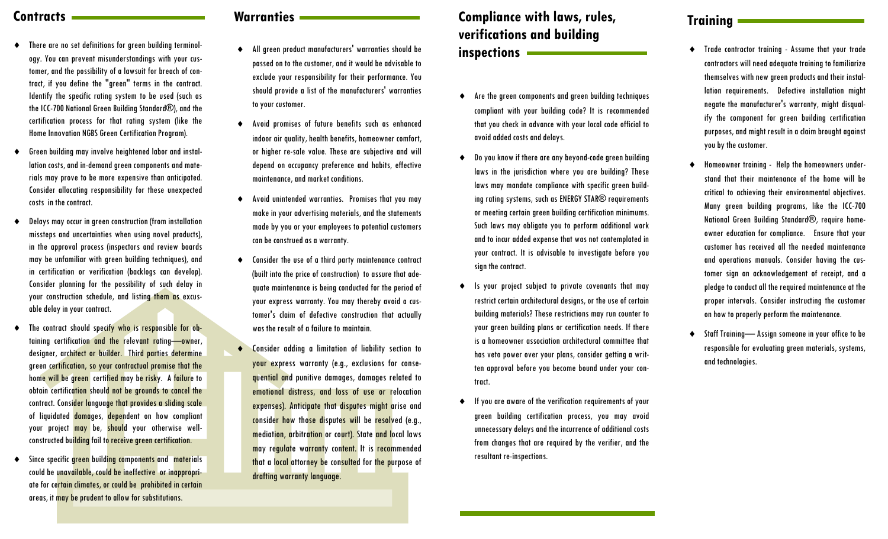## Contracts

- There are no set definitions for green building terminology. You can prevent misunderstandings with your customer, and the possibility of a lawsuit for breach of contract, if you define the "green" terms in the contract. Identify the specific rating system to be used (such as the ICC-700 National Green Building Standard®), and the certification process for that rating system (like the Home Innovation NGBS Green Certification Program).
- Green building may involve heightened labor and installation costs, and in-demand green components and materials may prove to be more expensive than anticipated. Consider allocating responsibility for these unexpected costs in the contract.
- Delays may occur in green construction (from installation missteps and uncertainties when using novel products), in the approval process (inspectors and review boards may be unfamiliar with green building techniques), and in certification or verification (backlogs can develop). Consider planning for the possibility of such delay in your construction schedule, and listing them as excusable delay in your contract.
- The contract should specify who is responsible for obtaining certification and the relevant rating—owner, designer, architect or builder. Third parties determine green certification, so your contractual promise that the home will be green certified may be risky. A failure to obtain certification should not be grounds to cancel the contract. Consider language that provides a sliding scale of liquidated damages, dependent on how compliant your project may be, should your otherwise well-constructed building fail to receive green certification.
- Since specific green building components and materials could be unavailable, could be ineffective or inappropriate for certain climates, or could be prohibited in certain areas, it may be prudent to allow for substitutions.

## Warranties

- All green product manufacturers' warranties should be passed on to the customer, and it would be advisable to exclude your responsibility for their performance. You should provide a list of the manufacturers' warranties to your customer.
- Avoid promises of future benefits such as enhanced indoor air quality, health benefits, homeowner comfort, or higher re-sale value. These are subjective and will depend on occupancy preference and habits, effective maintenance, and market conditions.
- Avoid unintended warranties. Promises that you may make in your advertising materials, and the statements made by you or your employees to potential customers can be construed as a warranty.
- Consider the use of a third party maintenance contract (built into the price of construction) to assure that adequate maintenance is being conducted for the period of your express warranty. You may thereby avoid a customer's claim of defective construction that actually was the result of a failure to maintain.
- Consider adding a limitation of liability section to your express warranty (e.g., exclusions for consequential and punitive damages, damages related to emotional distress, and loss of use or relocation expenses). Anticipate that disputes might arise and consider how those disputes will be resolved (e.g., mediation, arbitration or court). State and local laws may regulate warranty content. It is recommended that a local attorney be consulted for the purpose of drafting warranty language.

## Compliance with laws, rules, verifications and building inspections

- Are the green components and green building techniques compliant with your building code? It is recommended that you check in advance with your local code official to avoid added costs and delays.
- Do you know if there are any beyond-code green building laws in the jurisdiction where you are building? These laws may mandate compliance with specific green building rating systems, such as ENERGY STAR® requirements or meeting certain green building certification minimums. Such laws may obligate you to perform additional work and to incur added expense that was not contemplated in your contract. It is advisable to investigate before you sign the contract.
- Is your project subject to private covenants that may restrict certain architectural designs, or the use of certain building materials? These restrictions may run counter to your green building plans or certification needs. If there is a homeowner association architectural committee that has veto power over your plans, consider getting a written approval before you become bound under your contract.
- If you are aware of the verification requirements of your green building certification process, you may avoid unnecessary delays and the incurrence of additional costs from changes that are required by the verifier, and the resultant re-inspections.

## Training

- Trade contractor training - Assume that your trade contractors will need adequate training to familiarize themselves with new green products and their installation requirements. Defective installation might negate the manufacturer's warranty, might disqualify the component for green building certification purposes, and might result in a claim brought against you by the customer.
- Homeowner training - Help the homeowners understand that their maintenance of the home will be critical to achieving their environmental objectives. Many green building programs, like the ICC-700 National Green Building Standard®, require homeowner education for compliance. Ensure that your customer has received all the needed maintenance and operations manuals. Consider having the customer sign an acknowledgement of receipt, and a pledge to conduct all the required maintenance at the proper intervals. Consider instructing the customer on how to properly perform the maintenance.
- Staff Training— Assign someone in your office to be responsible for evaluating green materials, systems, and technologies.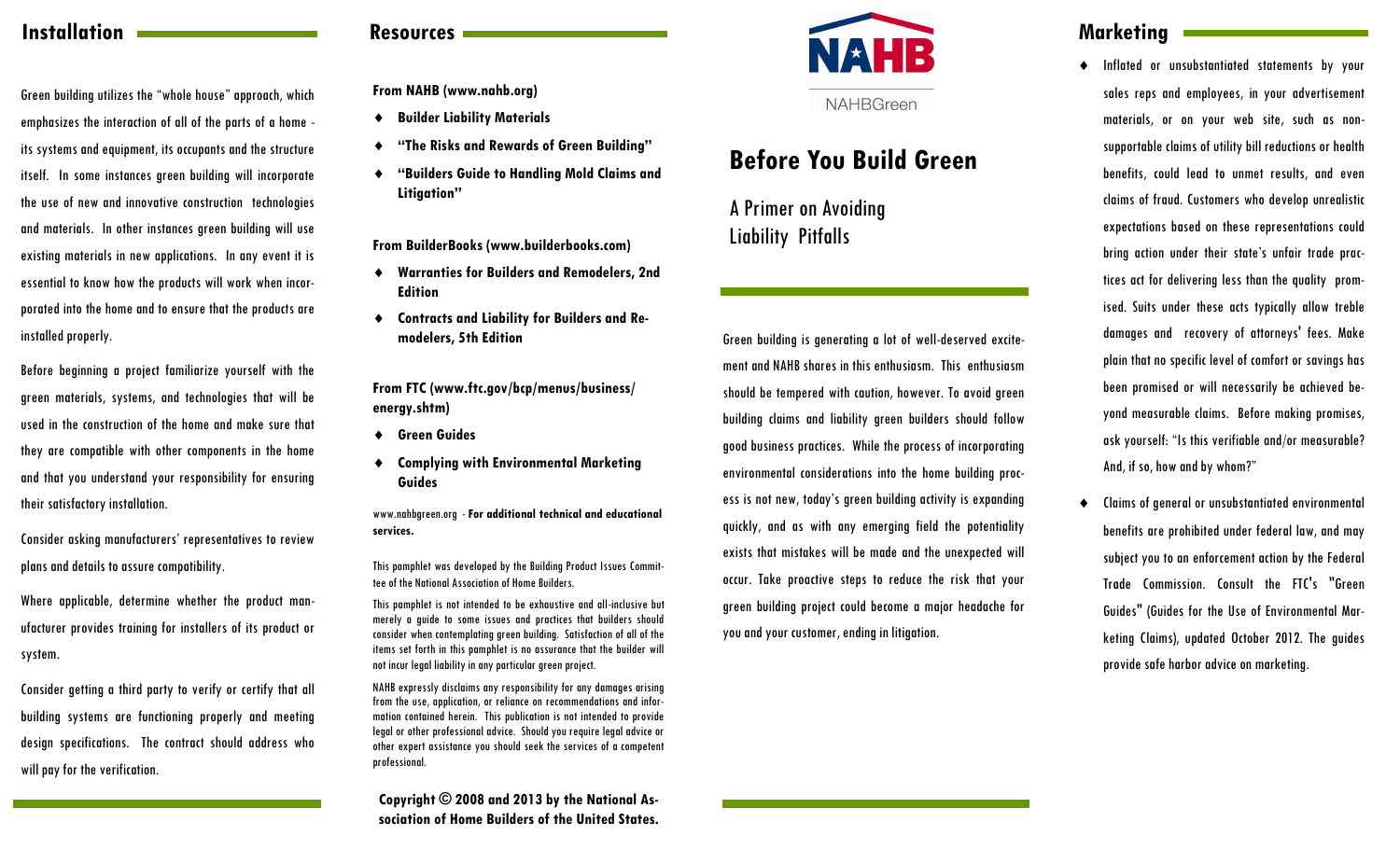## Installation

Green building utilizes the "whole house" approach, which emphasizes the interaction of all of the parts of a home - its systems and equipment, its occupants and the structure itself. In some instances green building will incorporate the use of new and innovative construction technologies and materials. In other instances green building will use existing materials in new applications. In any event it is essential to know how the products will work when incorporated into the home and to ensure that the products are installed properly.

Before beginning a project familiarize yourself with the green materials, systems, and technologies that will be used in the construction of the home and make sure that they are compatible with other components in the home and that you understand your responsibility for ensuring their satisfactory installation.

Consider asking manufacturers' representatives to review plans and details to assure compatibility.

Where applicable, determine whether the product manufacturer provides training for installers of its product or system.

Consider getting a third party to verify or certify that all building systems are functioning properly and meeting design specifications. The contract should address who will pay for the verification.

## Resources

**From NAHB (www.nahb.org)**

- **Builder Liability Materials**
- **"The Risks and Rewards of Green Building"**
- **"Builders Guide to Handling Mold Claims and Litigation"**

**From BuilderBooks (www.builderbooks.com)**

- **Warranties for Builders and Remodelers, 2nd Edition**
- **Contracts and Liability for Builders and Remodelers, 5th Edition**

**From FTC (www.ftc.gov/bcp/menus/business/energy.shtm)**

- **Green Guides**
- **Complying with Environmental Marketing Guides**

www.nahbgreen.org - **For additional technical and educational services.**

This pamphlet was developed by the Building Product Issues Committee of the National Association of Home Builders.

This pamphlet is not intended to be exhaustive and all-inclusive but merely a guide to some issues and practices that builders should consider when contemplating green building. Satisfaction of all of the items set forth in this pamphlet is no assurance that the builder will not incur legal liability in any particular green project.

NAHB expressly disclaims any responsibility for any damages arising from the use, application, or reliance on recommendations and information contained herein. This publication is not intended to provide legal or other professional advice. Should you require legal advice or other expert assistance you should seek the services of a competent professional.

**Copyright © 2008 and 2013 by the National Association of Home Builders of the United States.**

NAHB

NAHBGreen

# Before You Build Green

A Primer on Avoiding Liability Pitfalls

Green building is generating a lot of well-deserved excitement and NAHB shares in this enthusiasm. This enthusiasm should be tempered with caution, however. To avoid green building claims and liability green builders should follow good business practices. While the process of incorporating environmental considerations into the home building process is not new, today's green building activity is expanding quickly, and as with any emerging field the potentiality exists that mistakes will be made and the unexpected will occur. Take proactive steps to reduce the risk that your green building project could become a major headache for you and your customer, ending in litigation.

## Marketing

- Inflated or unsubstantiated statements by your sales reps and employees, in your advertisement materials, or on your web site, such as non-supportable claims of utility bill reductions or health benefits, could lead to unmet results, and even claims of fraud. Customers who develop unrealistic expectations based on these representations could bring action under their state's unfair trade practices act for delivering less than the quality promised. Suits under these acts typically allow treble damages and recovery of attorneys' fees. Make plain that no specific level of comfort or savings has been promised or will necessarily be achieved beyond measurable claims. Before making promises, ask yourself: "Is this verifiable and/or measurable? And, if so, how and by whom?"
- Claims of general or unsubstantiated environmental benefits are prohibited under federal law, and may subject you to an enforcement action by the Federal Trade Commission. Consult the FTC's "Green Guides" (Guides for the Use of Environmental Marketing Claims), updated October 2012. The guides provide safe harbor advice on marketing.